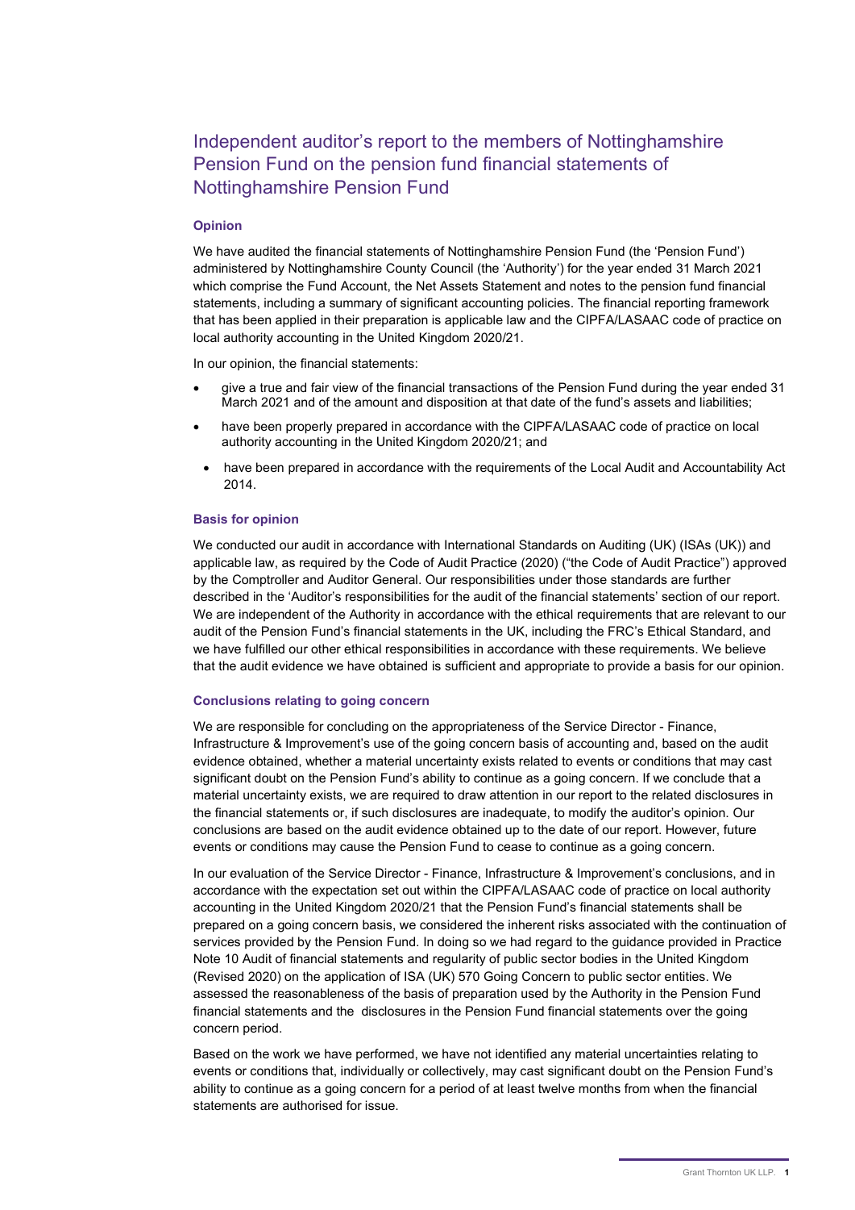# Independent auditor's report to the members of Nottinghamshire Pension Fund on the pension fund financial statements of Nottinghamshire Pension Fund

## Opinion

We have audited the financial statements of Nottinghamshire Pension Fund (the 'Pension Fund') administered by Nottinghamshire County Council (the 'Authority') for the year ended 31 March 2021 which comprise the Fund Account, the Net Assets Statement and notes to the pension fund financial statements, including a summary of significant accounting policies. The financial reporting framework that has been applied in their preparation is applicable law and the CIPFA/LASAAC code of practice on local authority accounting in the United Kingdom 2020/21.

In our opinion, the financial statements:

- give a true and fair view of the financial transactions of the Pension Fund during the year ended 31 March 2021 and of the amount and disposition at that date of the fund's assets and liabilities;
- have been properly prepared in accordance with the CIPFA/LASAAC code of practice on local authority accounting in the United Kingdom 2020/21; and
- have been prepared in accordance with the requirements of the Local Audit and Accountability Act 2014.

## Basis for opinion

We conducted our audit in accordance with International Standards on Auditing (UK) (ISAs (UK)) and applicable law, as required by the Code of Audit Practice (2020) ("the Code of Audit Practice") approved by the Comptroller and Auditor General. Our responsibilities under those standards are further described in the 'Auditor's responsibilities for the audit of the financial statements' section of our report. We are independent of the Authority in accordance with the ethical requirements that are relevant to our audit of the Pension Fund's financial statements in the UK, including the FRC's Ethical Standard, and we have fulfilled our other ethical responsibilities in accordance with these requirements. We believe that the audit evidence we have obtained is sufficient and appropriate to provide a basis for our opinion.

## Conclusions relating to going concern

We are responsible for concluding on the appropriateness of the Service Director - Finance, Infrastructure & Improvement's use of the going concern basis of accounting and, based on the audit evidence obtained, whether a material uncertainty exists related to events or conditions that may cast significant doubt on the Pension Fund's ability to continue as a going concern. If we conclude that a material uncertainty exists, we are required to draw attention in our report to the related disclosures in the financial statements or, if such disclosures are inadequate, to modify the auditor's opinion. Our conclusions are based on the audit evidence obtained up to the date of our report. However, future events or conditions may cause the Pension Fund to cease to continue as a going concern.

In our evaluation of the Service Director - Finance, Infrastructure & Improvement's conclusions, and in accordance with the expectation set out within the CIPFA/LASAAC code of practice on local authority accounting in the United Kingdom 2020/21 that the Pension Fund's financial statements shall be prepared on a going concern basis, we considered the inherent risks associated with the continuation of services provided by the Pension Fund. In doing so we had regard to the guidance provided in Practice Note 10 Audit of financial statements and regularity of public sector bodies in the United Kingdom (Revised 2020) on the application of ISA (UK) 570 Going Concern to public sector entities. We assessed the reasonableness of the basis of preparation used by the Authority in the Pension Fund financial statements and the disclosures in the Pension Fund financial statements over the going concern period.

Based on the work we have performed, we have not identified any material uncertainties relating to events or conditions that, individually or collectively, may cast significant doubt on the Pension Fund's ability to continue as a going concern for a period of at least twelve months from when the financial statements are authorised for issue.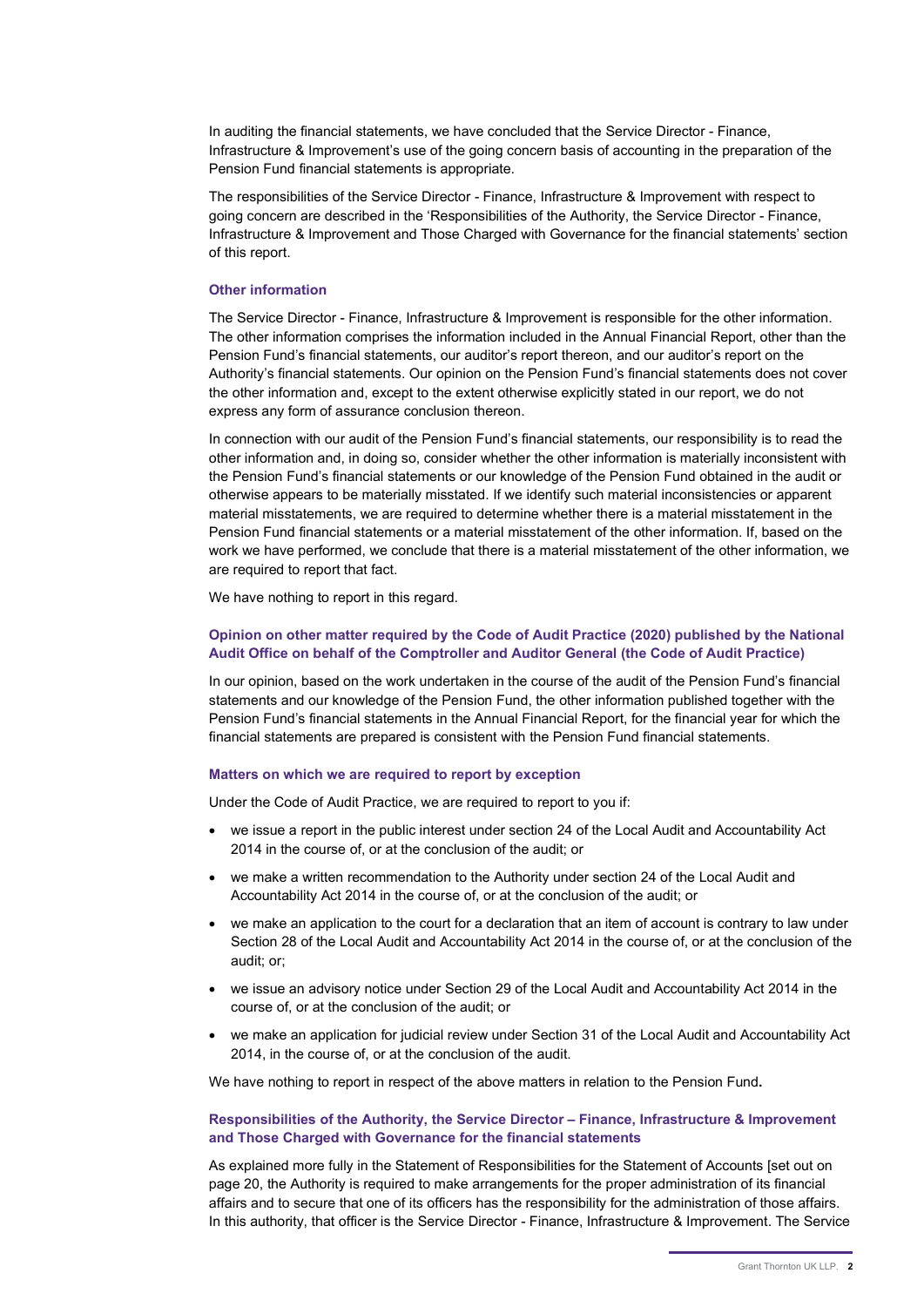In auditing the financial statements, we have concluded that the Service Director - Finance, Infrastructure & Improvement's use of the going concern basis of accounting in the preparation of the Pension Fund financial statements is appropriate.

The responsibilities of the Service Director - Finance, Infrastructure & Improvement with respect to going concern are described in the 'Responsibilities of the Authority, the Service Director - Finance, Infrastructure & Improvement and Those Charged with Governance for the financial statements' section of this report.

#### Other information

The Service Director - Finance, Infrastructure & Improvement is responsible for the other information. The other information comprises the information included in the Annual Financial Report, other than the Pension Fund's financial statements, our auditor's report thereon, and our auditor's report on the Authority's financial statements. Our opinion on the Pension Fund's financial statements does not cover the other information and, except to the extent otherwise explicitly stated in our report, we do not express any form of assurance conclusion thereon.

In connection with our audit of the Pension Fund's financial statements, our responsibility is to read the other information and, in doing so, consider whether the other information is materially inconsistent with the Pension Fund's financial statements or our knowledge of the Pension Fund obtained in the audit or otherwise appears to be materially misstated. If we identify such material inconsistencies or apparent material misstatements, we are required to determine whether there is a material misstatement in the Pension Fund financial statements or a material misstatement of the other information. If, based on the work we have performed, we conclude that there is a material misstatement of the other information, we are required to report that fact.

We have nothing to report in this regard.

#### Opinion on other matter required by the Code of Audit Practice (2020) published by the National Audit Office on behalf of the Comptroller and Auditor General (the Code of Audit Practice)

In our opinion, based on the work undertaken in the course of the audit of the Pension Fund's financial statements and our knowledge of the Pension Fund, the other information published together with the Pension Fund's financial statements in the Annual Financial Report, for the financial year for which the financial statements are prepared is consistent with the Pension Fund financial statements.

#### Matters on which we are required to report by exception

Under the Code of Audit Practice, we are required to report to you if:

- we issue a report in the public interest under section 24 of the Local Audit and Accountability Act 2014 in the course of, or at the conclusion of the audit; or
- we make a written recommendation to the Authority under section 24 of the Local Audit and Accountability Act 2014 in the course of, or at the conclusion of the audit; or
- we make an application to the court for a declaration that an item of account is contrary to law under Section 28 of the Local Audit and Accountability Act 2014 in the course of, or at the conclusion of the audit; or;
- we issue an advisory notice under Section 29 of the Local Audit and Accountability Act 2014 in the course of, or at the conclusion of the audit; or
- we make an application for judicial review under Section 31 of the Local Audit and Accountability Act 2014, in the course of, or at the conclusion of the audit.

We have nothing to report in respect of the above matters in relation to the Pension Fund**.**

#### Responsibilities of the Authority, the Service Director – Finance, Infrastructure & Improvement and Those Charged with Governance for the financial statements

As explained more fully in the Statement of Responsibilities for the Statement of Accounts [set out on page 20, the Authority is required to make arrangements for the proper administration of its financial affairs and to secure that one of its officers has the responsibility for the administration of those affairs. In this authority, that officer is the Service Director - Finance, Infrastructure & Improvement. The Service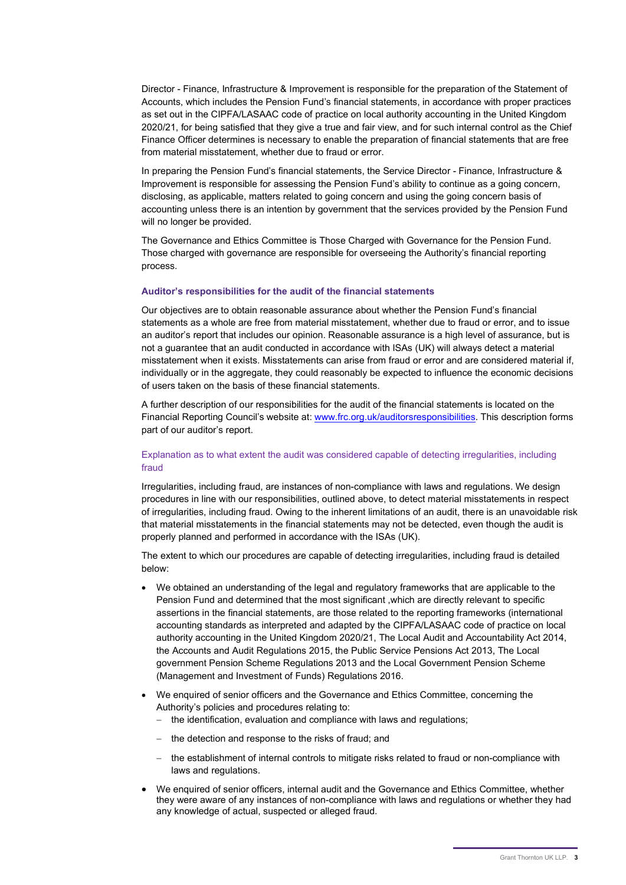Director - Finance, Infrastructure & Improvement is responsible for the preparation of the Statement of Accounts, which includes the Pension Fund's financial statements, in accordance with proper practices as set out in the CIPFA/LASAAC code of practice on local authority accounting in the United Kingdom 2020/21, for being satisfied that they give a true and fair view, and for such internal control as the Chief Finance Officer determines is necessary to enable the preparation of financial statements that are free from material misstatement, whether due to fraud or error.

In preparing the Pension Fund's financial statements, the Service Director - Finance, Infrastructure & Improvement is responsible for assessing the Pension Fund's ability to continue as a going concern, disclosing, as applicable, matters related to going concern and using the going concern basis of accounting unless there is an intention by government that the services provided by the Pension Fund will no longer be provided.

The Governance and Ethics Committee is Those Charged with Governance for the Pension Fund. Those charged with governance are responsible for overseeing the Authority's financial reporting process.

### Auditor's responsibilities for the audit of the financial statements

Our objectives are to obtain reasonable assurance about whether the Pension Fund's financial statements as a whole are free from material misstatement, whether due to fraud or error, and to issue an auditor's report that includes our opinion. Reasonable assurance is a high level of assurance, but is not a guarantee that an audit conducted in accordance with ISAs (UK) will always detect a material misstatement when it exists. Misstatements can arise from fraud or error and are considered material if, individually or in the aggregate, they could reasonably be expected to influence the economic decisions of users taken on the basis of these financial statements.

A further description of our responsibilities for the audit of the financial statements is located on the Financial Reporting Council's website at: [www.frc.org.uk/auditorsresponsibilities](www.frc.org.uk/auditorsresponsibilities). This description forms part of our auditor's report.

### Explanation as to what extent the audit was considered capable of detecting irregularities, including fraud

Irregularities, including fraud, are instances of non-compliance with laws and regulations. We design procedures in line with our responsibilities, outlined above, to detect material misstatements in respect of irregularities, including fraud. Owing to the inherent limitations of an audit, there is an unavoidable risk that material misstatements in the financial statements may not be detected, even though the audit is properly planned and performed in accordance with the ISAs (UK).

The extent to which our procedures are capable of detecting irregularities, including fraud is detailed below:

- We obtained an understanding of the legal and regulatory frameworks that are applicable to the Pension Fund and determined that the most significant ,which are directly relevant to specific assertions in the financial statements, are those related to the reporting frameworks (international accounting standards as interpreted and adapted by the CIPFA/LASAAC code of practice on local authority accounting in the United Kingdom 2020/21, The Local Audit and Accountability Act 2014, the Accounts and Audit Regulations 2015, the Public Service Pensions Act 2013, The Local government Pension Scheme Regulations 2013 and the Local Government Pension Scheme (Management and Investment of Funds) Regulations 2016.
- We enquired of senior officers and the Governance and Ethics Committee, concerning the Authority's policies and procedures relating to:
  - the identification, evaluation and compliance with laws and regulations;
  - the detection and response to the risks of fraud; and
  - the establishment of internal controls to mitigate risks related to fraud or non-compliance with laws and regulations.
- We enquired of senior officers, internal audit and the Governance and Ethics Committee, whether they were aware of any instances of non-compliance with laws and regulations or whether they had any knowledge of actual, suspected or alleged fraud.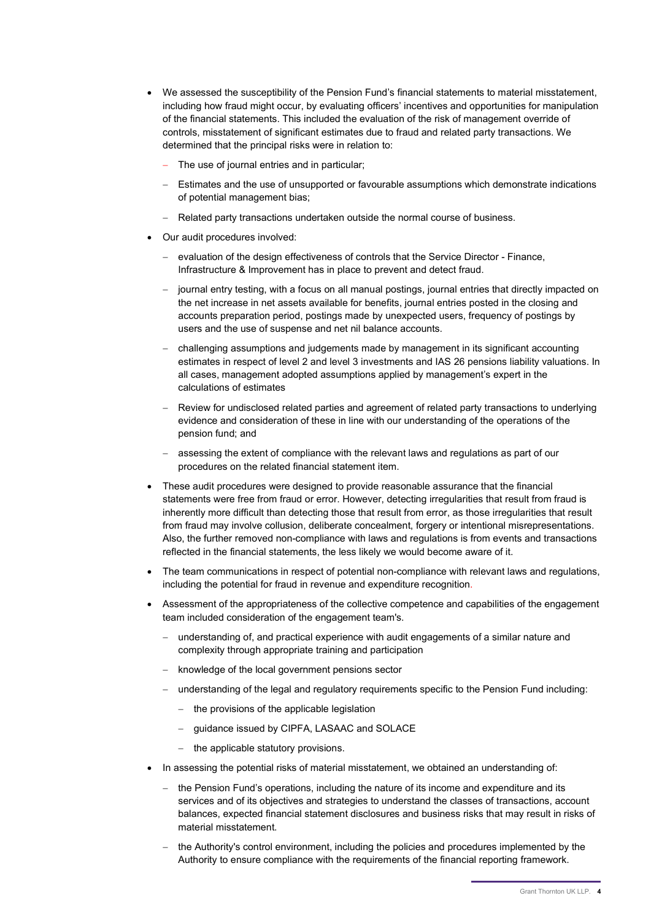- We assessed the susceptibility of the Pension Fund's financial statements to material misstatement, including how fraud might occur, by evaluating officers' incentives and opportunities for manipulation of the financial statements. This included the evaluation of the risk of management override of controls, misstatement of significant estimates due to fraud and related party transactions. We determined that the principal risks were in relation to:
  - The use of journal entries and in particular;
  - Estimates and the use of unsupported or favourable assumptions which demonstrate indications of potential management bias;
  - Related party transactions undertaken outside the normal course of business.
- Our audit procedures involved:
  - evaluation of the design effectiveness of controls that the Service Director - Finance, Infrastructure & Improvement has in place to prevent and detect fraud.
  - journal entry testing, with a focus on all manual postings, journal entries that directly impacted on the net increase in net assets available for benefits, journal entries posted in the closing and accounts preparation period, postings made by unexpected users, frequency of postings by users and the use of suspense and net nil balance accounts.
  - challenging assumptions and judgements made by management in its significant accounting estimates in respect of level 2 and level 3 investments and IAS 26 pensions liability valuations. In all cases, management adopted assumptions applied by management's expert in the calculations of estimates
  - Review for undisclosed related parties and agreement of related party transactions to underlying evidence and consideration of these in line with our understanding of the operations of the pension fund; and
  - assessing the extent of compliance with the relevant laws and regulations as part of our procedures on the related financial statement item.
- These audit procedures were designed to provide reasonable assurance that the financial statements were free from fraud or error. However, detecting irregularities that result from fraud is inherently more difficult than detecting those that result from error, as those irregularities that result from fraud may involve collusion, deliberate concealment, forgery or intentional misrepresentations. Also, the further removed non-compliance with laws and regulations is from events and transactions reflected in the financial statements, the less likely we would become aware of it.
- The team communications in respect of potential non-compliance with relevant laws and regulations, including the potential for fraud in revenue and expenditure recognition.
- Assessment of the appropriateness of the collective competence and capabilities of the engagement team included consideration of the engagement team's.
  - understanding of, and practical experience with audit engagements of a similar nature and complexity through appropriate training and participation
  - knowledge of the local government pensions sector
  - understanding of the legal and regulatory requirements specific to the Pension Fund including:
    - the provisions of the applicable legislation
    - guidance issued by CIPFA, LASAAC and SOLACE
    - the applicable statutory provisions.
- In assessing the potential risks of material misstatement, we obtained an understanding of:
  - the Pension Fund's operations, including the nature of its income and expenditure and its services and of its objectives and strategies to understand the classes of transactions, account balances, expected financial statement disclosures and business risks that may result in risks of material misstatement.
  - the Authority's control environment, including the policies and procedures implemented by the Authority to ensure compliance with the requirements of the financial reporting framework.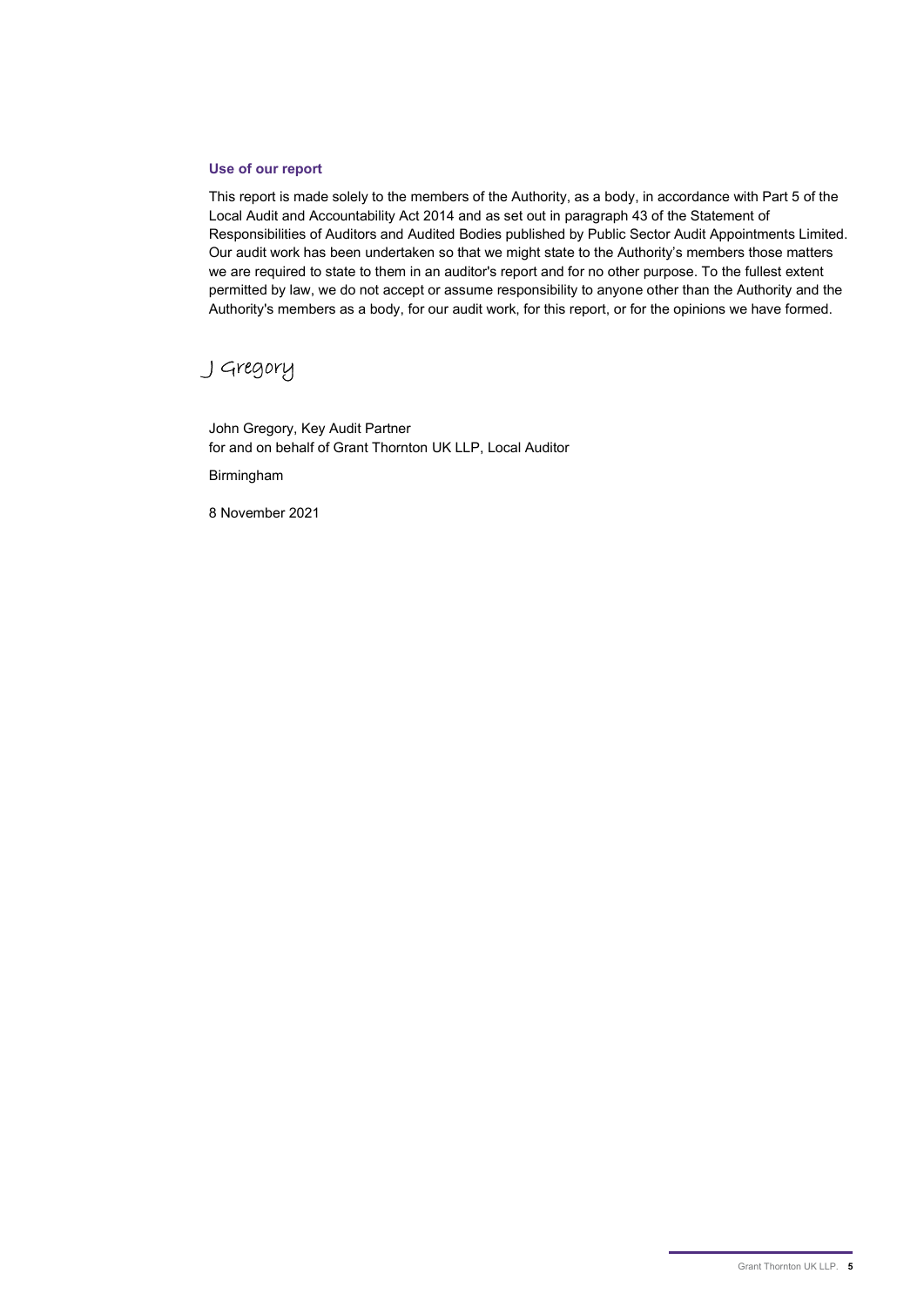### Use of our report

This report is made solely to the members of the Authority, as a body, in accordance with Part 5 of the Local Audit and Accountability Act 2014 and as set out in paragraph 43 of the Statement of Responsibilities of Auditors and Audited Bodies published by Public Sector Audit Appointments Limited. Our audit work has been undertaken so that we might state to the Authority's members those matters we are required to state to them in an auditor's report and for no other purpose. To the fullest extent permitted by law, we do not accept or assume responsibility to anyone other than the Authority and the Authority's members as a body, for our audit work, for this report, or for the opinions we have formed.

J Gregory

John Gregory, Key Audit Partner
for and on behalf of Grant Thornton UK LLP, Local Auditor

Birmingham

8 November 2021